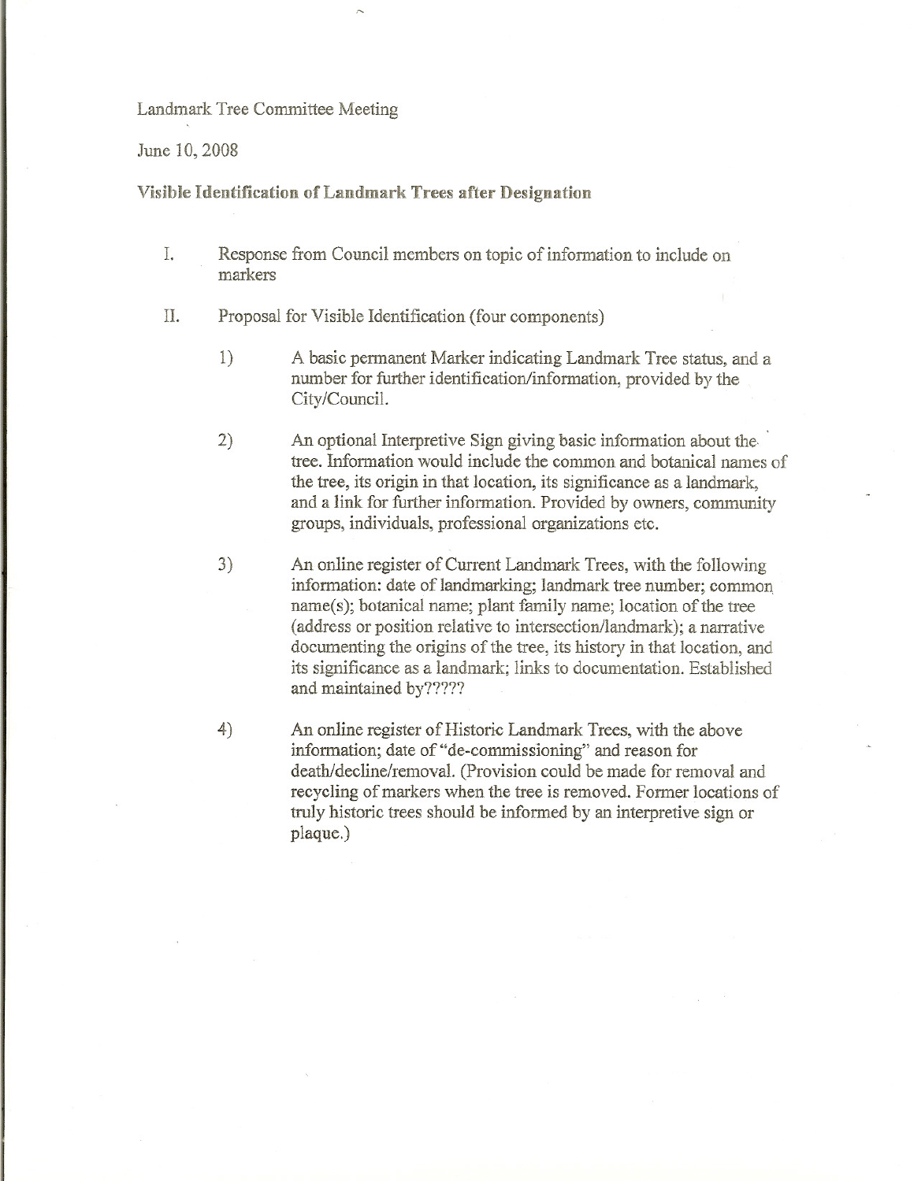Landmark Tree Committee Meeting

June 10, 2008

**Visible Identification of Landmark Trees after Designation**

I. Response from Council members on topic of information to include on markers

II. Proposal for Visible Identification (four components)

1) A basic permanent Marker indicating Landmark Tree status, and a number for further identification/information, provided by the City/Council.

2) An optional Interpretive Sign giving basic information about the tree. Information would include the common and botanical names of the tree, its origin in that location, its significance as a landmark, and a link for further information. Provided by owners, community groups, individuals, professional organizations etc.

3) An online register of Current Landmark Trees, with the following information: date of landmarking; landmark tree number; common name(s); botanical name; plant family name; location of the tree (address or position relative to intersection/landmark); a narrative documenting the origins of the tree, its history in that location, and its significance as a landmark; links to documentation. Established and maintained by?????

4) An online register of Historic Landmark Trees, with the above information; date of "de-commissioning" and reason for death/decline/removal. (Provision could be made for removal and recycling of markers when the tree is removed. Former locations of truly historic trees should be informed by an interpretive sign or plaque.)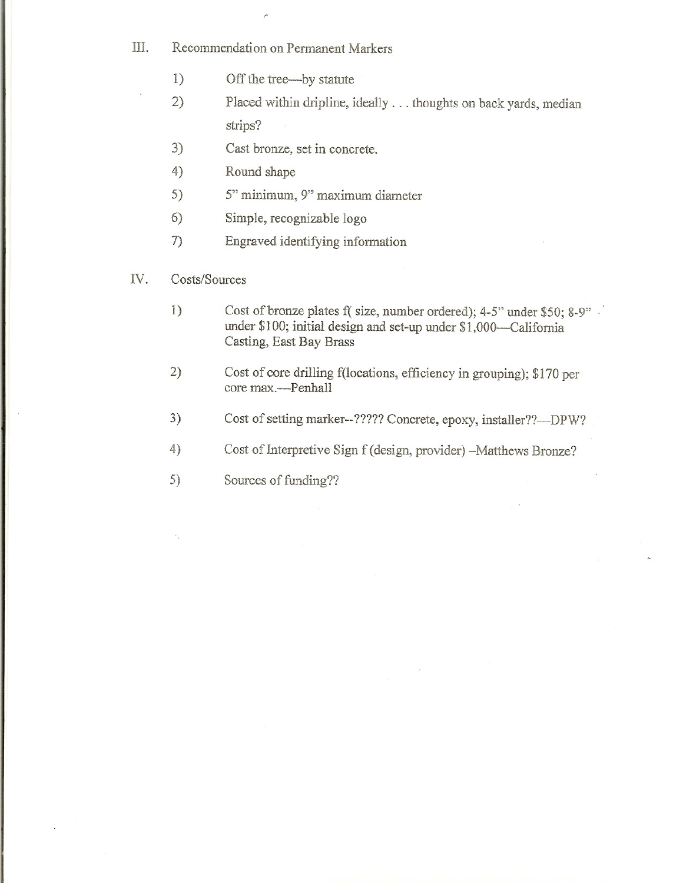## III. Recommendation on Permanent Markers

1) Off the tree—by statute
2) Placed within dripline, ideally . . . thoughts on back yards, median strips?
3) Cast bronze, set in concrete.
4) Round shape
5) 5" minimum, 9" maximum diameter
6) Simple, recognizable logo
7) Engraved identifying information

## IV. Costs/Sources

1) Cost of bronze plates f( size, number ordered); 4-5" under $50; 8-9" under $100; initial design and set-up under $1,000—California Casting, East Bay Brass
2) Cost of core drilling f(locations, efficiency in grouping); $170 per core max.—Penhall
3) Cost of setting marker--????? Concrete, epoxy, installer??—DPW?
4) Cost of Interpretive Sign f (design, provider) –Matthews Bronze?
5) Sources of funding??